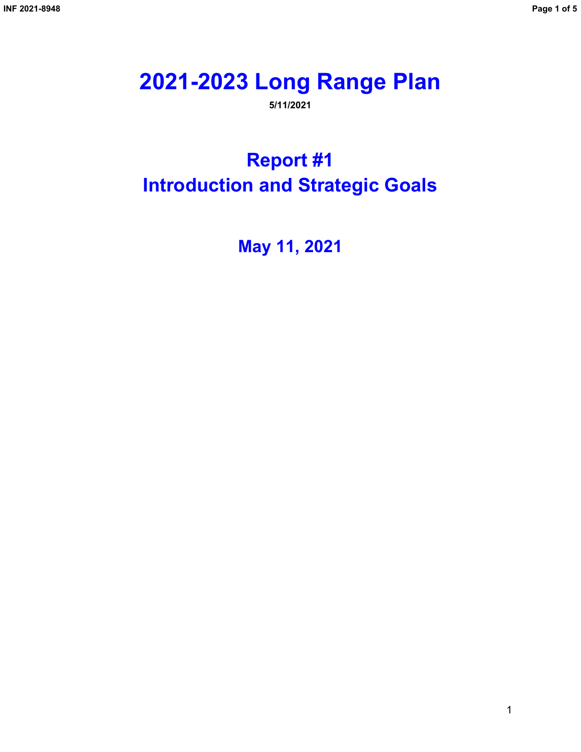# 2021-2023 Long Range Plan

**5/11/2021**

## Report #1
## Introduction and Strategic Goals

### May 11, 2021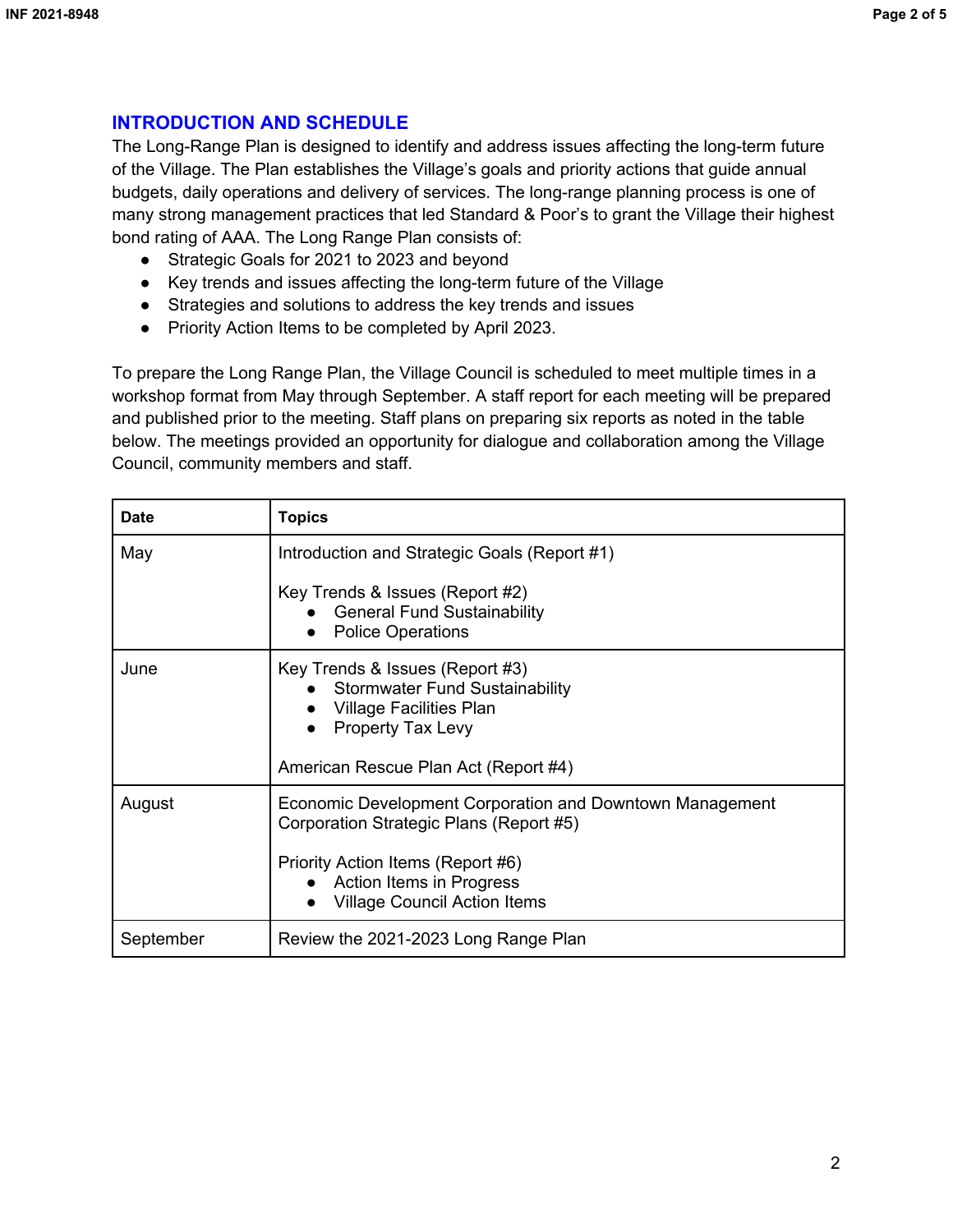## INTRODUCTION AND SCHEDULE

The Long-Range Plan is designed to identify and address issues affecting the long-term future of the Village. The Plan establishes the Village's goals and priority actions that guide annual budgets, daily operations and delivery of services. The long-range planning process is one of many strong management practices that led Standard & Poor's to grant the Village their highest bond rating of AAA. The Long Range Plan consists of:

- Strategic Goals for 2021 to 2023 and beyond
- Key trends and issues affecting the long-term future of the Village
- Strategies and solutions to address the key trends and issues
- Priority Action Items to be completed by April 2023.

To prepare the Long Range Plan, the Village Council is scheduled to meet multiple times in a workshop format from May through September. A staff report for each meeting will be prepared and published prior to the meeting. Staff plans on preparing six reports as noted in the table below. The meetings provided an opportunity for dialogue and collaboration among the Village Council, community members and staff.

| Date | Topics |
|---|---|
| May | Introduction and Strategic Goals (Report #1)<br><br>Key Trends & Issues (Report #2)<br>• General Fund Sustainability<br>• Police Operations |
| June | Key Trends & Issues (Report #3)<br>• Stormwater Fund Sustainability<br>• Village Facilities Plan<br>• Property Tax Levy<br><br>American Rescue Plan Act (Report #4) |
| August | Economic Development Corporation and Downtown Management Corporation Strategic Plans (Report #5)<br><br>Priority Action Items (Report #6)<br>• Action Items in Progress<br>• Village Council Action Items |
| September | Review the 2021-2023 Long Range Plan |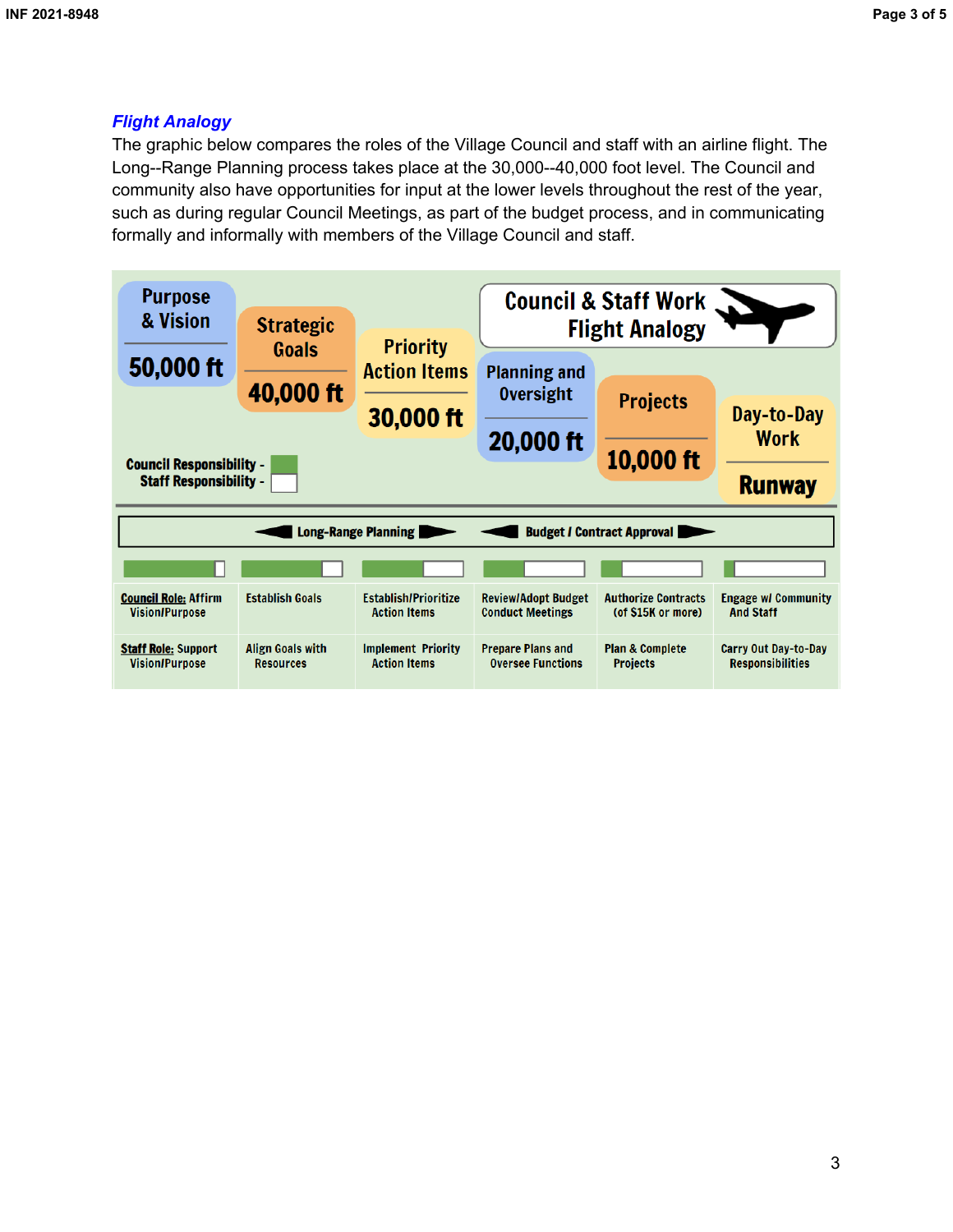### *Flight Analogy*

The graphic below compares the roles of the Village Council and staff with an airline flight. The Long--Range Planning process takes place at the 30,000--40,000 foot level. The Council and community also have opportunities for input at the lower levels throughout the rest of the year, such as during regular Council Meetings, as part of the budget process, and in communicating formally and informally with members of the Village Council and staff.

**Council & Staff Work Flight Analogy**

Council Responsibility - (green)
Staff Responsibility - (white)

| Purpose & Vision | Strategic Goals | Priority Action Items | Planning and Oversight | Projects | Day-to-Day Work |
|---|---|---|---|---|---|
| 50,000 ft | 40,000 ft | 30,000 ft | 20,000 ft | 10,000 ft | Runway |
| Long-Range Planning | | | Budget / Contract Approval | | |
| **Council Role:** Affirm Vision/Purpose | Establish Goals | Establish/Prioritize Action Items | Review/Adopt Budget Conduct Meetings | Authorize Contracts (of $15K or more) | Engage w/ Community And Staff |
| **Staff Role:** Support Vision/Purpose | Align Goals with Resources | Implement Priority Action Items | Prepare Plans and Oversee Functions | Plan & Complete Projects | Carry Out Day-to-Day Responsibilities |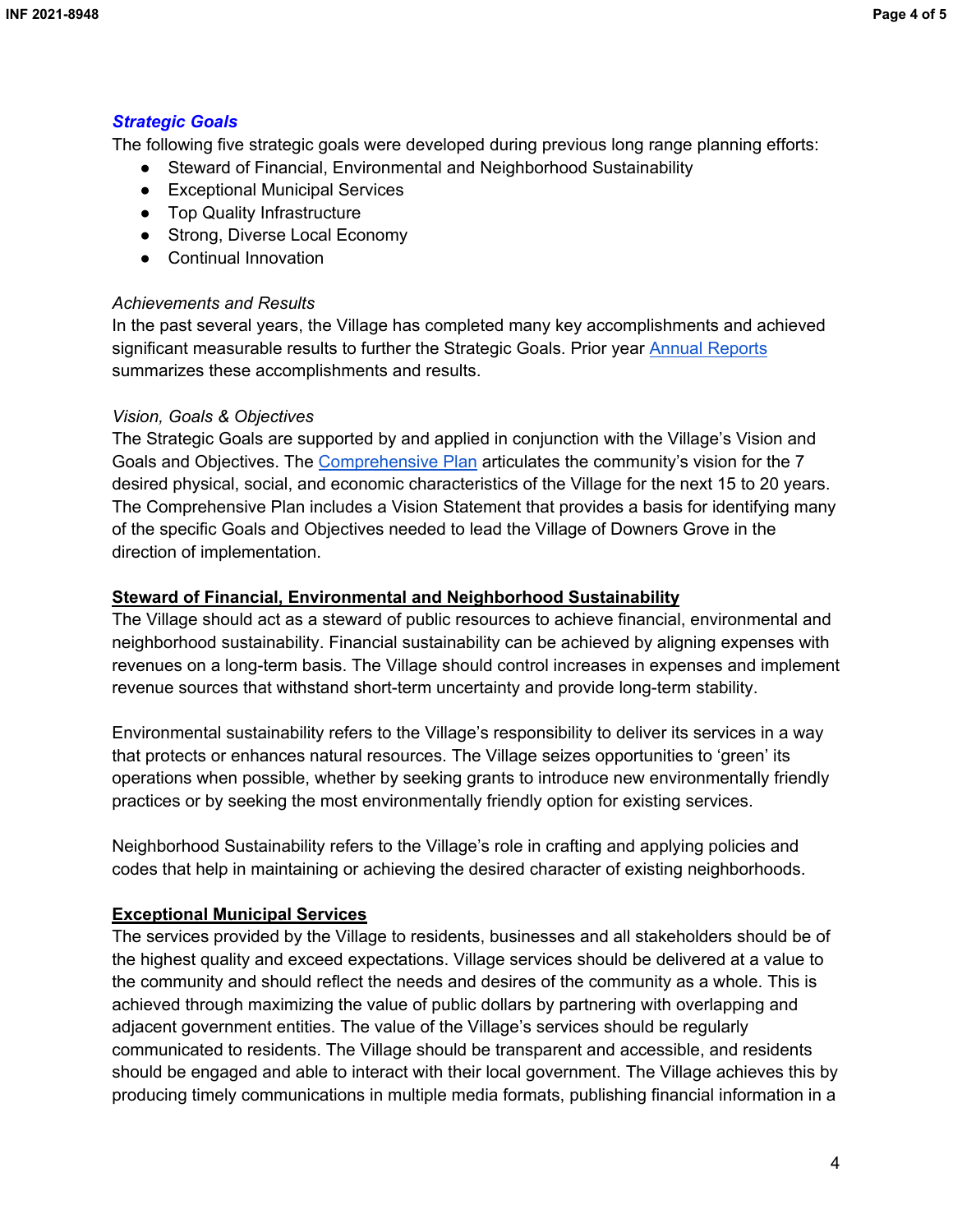## ***Strategic Goals***

The following five strategic goals were developed during previous long range planning efforts:

- Steward of Financial, Environmental and Neighborhood Sustainability
- Exceptional Municipal Services
- Top Quality Infrastructure
- Strong, Diverse Local Economy
- Continual Innovation

*Achievements and Results*

In the past several years, the Village has completed many key accomplishments and achieved significant measurable results to further the Strategic Goals. Prior year [Annual Reports]() summarizes these accomplishments and results.

*Vision, Goals & Objectives*

The Strategic Goals are supported by and applied in conjunction with the Village's Vision and Goals and Objectives. The [Comprehensive Plan]() articulates the community's vision for the 7 desired physical, social, and economic characteristics of the Village for the next 15 to 20 years. The Comprehensive Plan includes a Vision Statement that provides a basis for identifying many of the specific Goals and Objectives needed to lead the Village of Downers Grove in the direction of implementation.

### **Steward of Financial, Environmental and Neighborhood Sustainability**

The Village should act as a steward of public resources to achieve financial, environmental and neighborhood sustainability. Financial sustainability can be achieved by aligning expenses with revenues on a long-term basis. The Village should control increases in expenses and implement revenue sources that withstand short-term uncertainty and provide long-term stability.

Environmental sustainability refers to the Village's responsibility to deliver its services in a way that protects or enhances natural resources. The Village seizes opportunities to 'green' its operations when possible, whether by seeking grants to introduce new environmentally friendly practices or by seeking the most environmentally friendly option for existing services.

Neighborhood Sustainability refers to the Village's role in crafting and applying policies and codes that help in maintaining or achieving the desired character of existing neighborhoods.

### **Exceptional Municipal Services**

The services provided by the Village to residents, businesses and all stakeholders should be of the highest quality and exceed expectations. Village services should be delivered at a value to the community and should reflect the needs and desires of the community as a whole. This is achieved through maximizing the value of public dollars by partnering with overlapping and adjacent government entities. The value of the Village's services should be regularly communicated to residents. The Village should be transparent and accessible, and residents should be engaged and able to interact with their local government. The Village achieves this by producing timely communications in multiple media formats, publishing financial information in a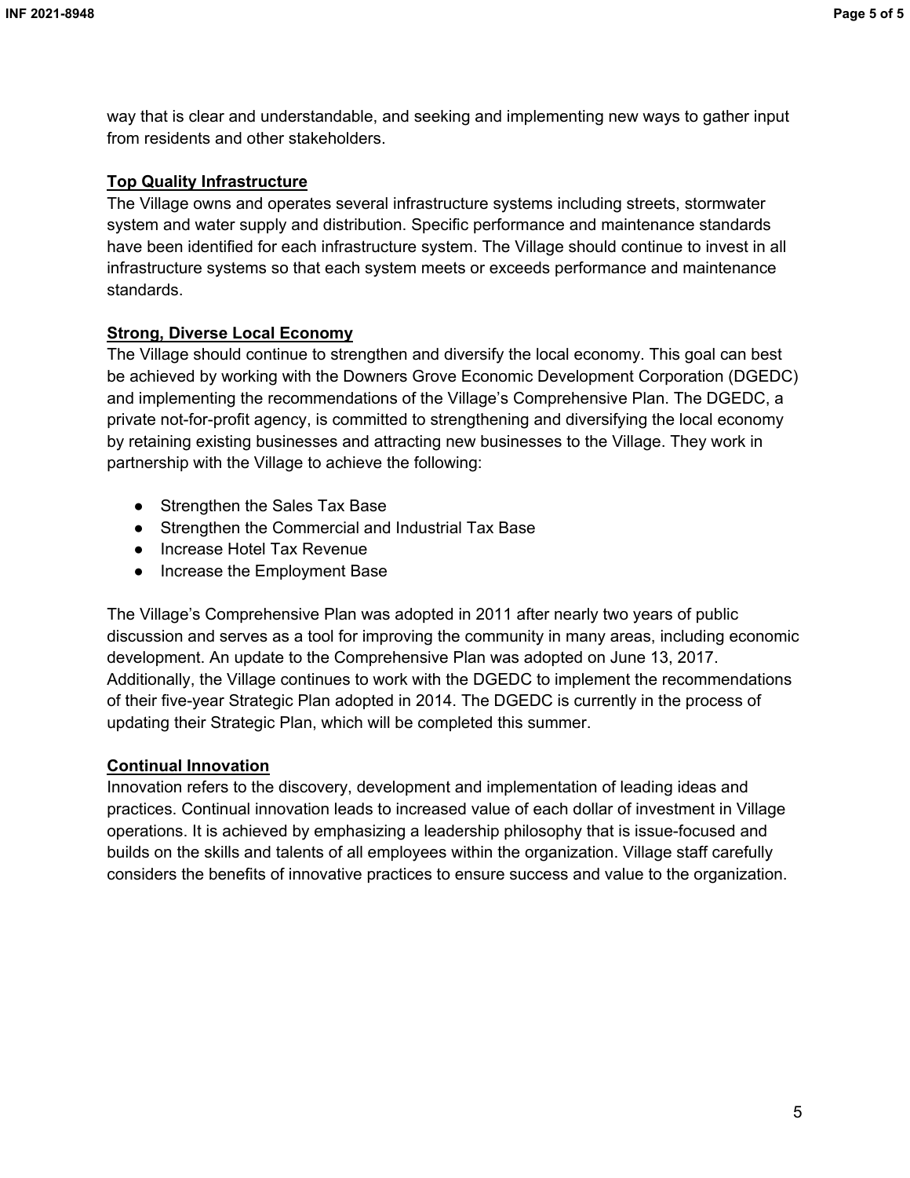way that is clear and understandable, and seeking and implementing new ways to gather input from residents and other stakeholders.

**Top Quality Infrastructure**

The Village owns and operates several infrastructure systems including streets, stormwater system and water supply and distribution. Specific performance and maintenance standards have been identified for each infrastructure system. The Village should continue to invest in all infrastructure systems so that each system meets or exceeds performance and maintenance standards.

**Strong, Diverse Local Economy**

The Village should continue to strengthen and diversify the local economy. This goal can best be achieved by working with the Downers Grove Economic Development Corporation (DGEDC) and implementing the recommendations of the Village's Comprehensive Plan. The DGEDC, a private not-for-profit agency, is committed to strengthening and diversifying the local economy by retaining existing businesses and attracting new businesses to the Village. They work in partnership with the Village to achieve the following:

- Strengthen the Sales Tax Base
- Strengthen the Commercial and Industrial Tax Base
- Increase Hotel Tax Revenue
- Increase the Employment Base

The Village's Comprehensive Plan was adopted in 2011 after nearly two years of public discussion and serves as a tool for improving the community in many areas, including economic development. An update to the Comprehensive Plan was adopted on June 13, 2017. Additionally, the Village continues to work with the DGEDC to implement the recommendations of their five-year Strategic Plan adopted in 2014. The DGEDC is currently in the process of updating their Strategic Plan, which will be completed this summer.

**Continual Innovation**

Innovation refers to the discovery, development and implementation of leading ideas and practices. Continual innovation leads to increased value of each dollar of investment in Village operations. It is achieved by emphasizing a leadership philosophy that is issue-focused and builds on the skills and talents of all employees within the organization. Village staff carefully considers the benefits of innovative practices to ensure success and value to the organization.